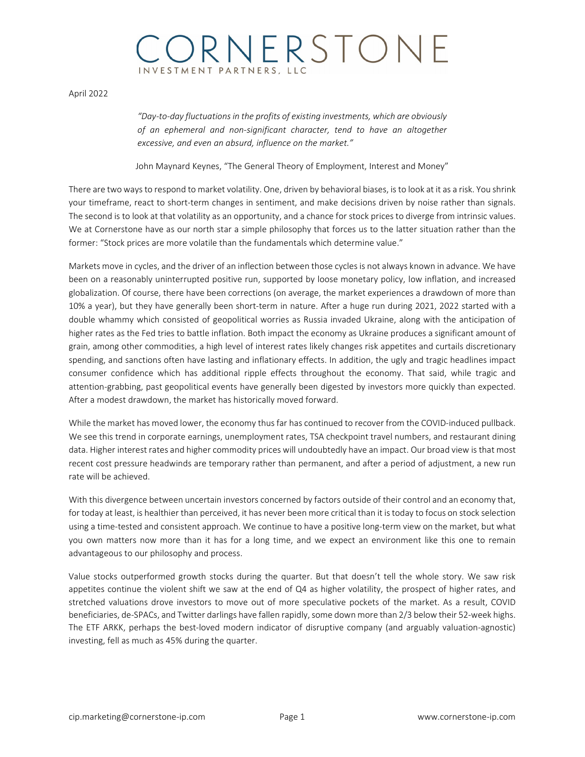# CORNERSTONE
INVESTMENT PARTNERS, LLC

April 2022

> *"Day-to-day fluctuations in the profits of existing investments, which are obviously of an ephemeral and non-significant character, tend to have an altogether excessive, and even an absurd, influence on the market."*
>
> John Maynard Keynes, "The General Theory of Employment, Interest and Money"

There are two ways to respond to market volatility. One, driven by behavioral biases, is to look at it as a risk. You shrink your timeframe, react to short-term changes in sentiment, and make decisions driven by noise rather than signals. The second is to look at that volatility as an opportunity, and a chance for stock prices to diverge from intrinsic values. We at Cornerstone have as our north star a simple philosophy that forces us to the latter situation rather than the former: "Stock prices are more volatile than the fundamentals which determine value."

Markets move in cycles, and the driver of an inflection between those cycles is not always known in advance. We have been on a reasonably uninterrupted positive run, supported by loose monetary policy, low inflation, and increased globalization. Of course, there have been corrections (on average, the market experiences a drawdown of more than 10% a year), but they have generally been short-term in nature. After a huge run during 2021, 2022 started with a double whammy which consisted of geopolitical worries as Russia invaded Ukraine, along with the anticipation of higher rates as the Fed tries to battle inflation. Both impact the economy as Ukraine produces a significant amount of grain, among other commodities, a high level of interest rates likely changes risk appetites and curtails discretionary spending, and sanctions often have lasting and inflationary effects. In addition, the ugly and tragic headlines impact consumer confidence which has additional ripple effects throughout the economy. That said, while tragic and attention-grabbing, past geopolitical events have generally been digested by investors more quickly than expected. After a modest drawdown, the market has historically moved forward.

While the market has moved lower, the economy thus far has continued to recover from the COVID-induced pullback. We see this trend in corporate earnings, unemployment rates, TSA checkpoint travel numbers, and restaurant dining data. Higher interest rates and higher commodity prices will undoubtedly have an impact. Our broad view is that most recent cost pressure headwinds are temporary rather than permanent, and after a period of adjustment, a new run rate will be achieved.

With this divergence between uncertain investors concerned by factors outside of their control and an economy that, for today at least, is healthier than perceived, it has never been more critical than it is today to focus on stock selection using a time-tested and consistent approach. We continue to have a positive long-term view on the market, but what you own matters now more than it has for a long time, and we expect an environment like this one to remain advantageous to our philosophy and process.

Value stocks outperformed growth stocks during the quarter. But that doesn't tell the whole story. We saw risk appetites continue the violent shift we saw at the end of Q4 as higher volatility, the prospect of higher rates, and stretched valuations drove investors to move out of more speculative pockets of the market. As a result, COVID beneficiaries, de-SPACs, and Twitter darlings have fallen rapidly, some down more than 2/3 below their 52-week highs. The ETF ARKK, perhaps the best-loved modern indicator of disruptive company (and arguably valuation-agnostic) investing, fell as much as 45% during the quarter.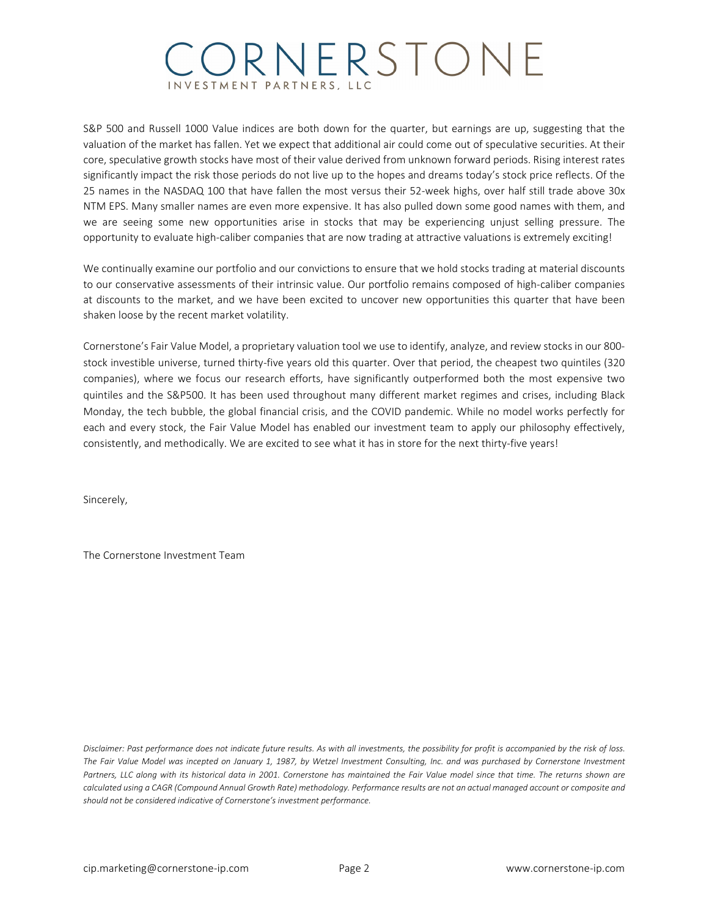S&P 500 and Russell 1000 Value indices are both down for the quarter, but earnings are up, suggesting that the valuation of the market has fallen. Yet we expect that additional air could come out of speculative securities. At their core, speculative growth stocks have most of their value derived from unknown forward periods. Rising interest rates significantly impact the risk those periods do not live up to the hopes and dreams today's stock price reflects. Of the 25 names in the NASDAQ 100 that have fallen the most versus their 52-week highs, over half still trade above 30x NTM EPS. Many smaller names are even more expensive. It has also pulled down some good names with them, and we are seeing some new opportunities arise in stocks that may be experiencing unjust selling pressure. The opportunity to evaluate high-caliber companies that are now trading at attractive valuations is extremely exciting!

We continually examine our portfolio and our convictions to ensure that we hold stocks trading at material discounts to our conservative assessments of their intrinsic value. Our portfolio remains composed of high-caliber companies at discounts to the market, and we have been excited to uncover new opportunities this quarter that have been shaken loose by the recent market volatility.

Cornerstone's Fair Value Model, a proprietary valuation tool we use to identify, analyze, and review stocks in our 800-stock investible universe, turned thirty-five years old this quarter. Over that period, the cheapest two quintiles (320 companies), where we focus our research efforts, have significantly outperformed both the most expensive two quintiles and the S&P500. It has been used throughout many different market regimes and crises, including Black Monday, the tech bubble, the global financial crisis, and the COVID pandemic. While no model works perfectly for each and every stock, the Fair Value Model has enabled our investment team to apply our philosophy effectively, consistently, and methodically. We are excited to see what it has in store for the next thirty-five years!

Sincerely,

The Cornerstone Investment Team

*Disclaimer: Past performance does not indicate future results. As with all investments, the possibility for profit is accompanied by the risk of loss. The Fair Value Model was incepted on January 1, 1987, by Wetzel Investment Consulting, Inc. and was purchased by Cornerstone Investment Partners, LLC along with its historical data in 2001. Cornerstone has maintained the Fair Value model since that time. The returns shown are calculated using a CAGR (Compound Annual Growth Rate) methodology. Performance results are not an actual managed account or composite and should not be considered indicative of Cornerstone's investment performance.*